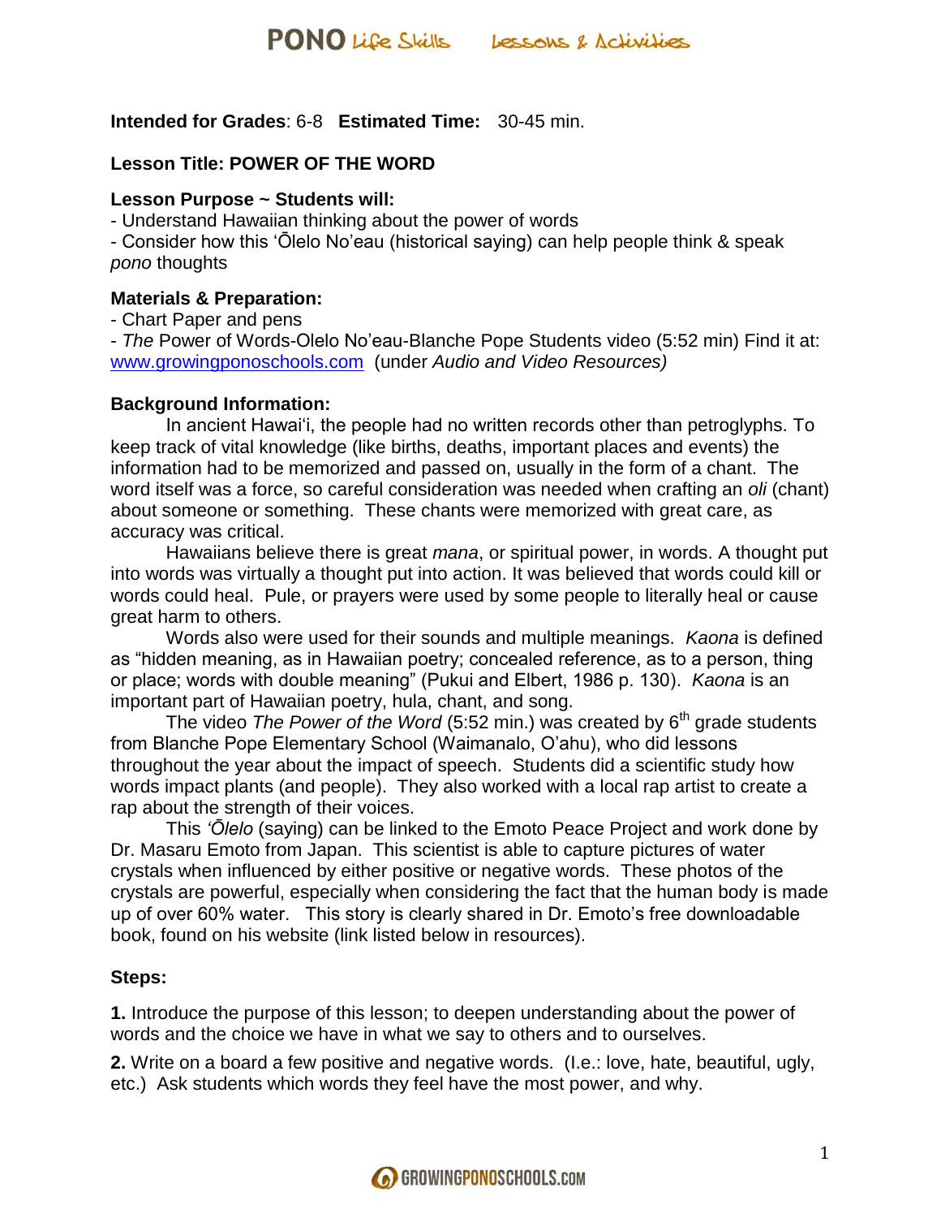**Intended for Grades**: 6-8 **Estimated Time:** 30-45 min.

**Lesson Title: POWER OF THE WORD**

**Lesson Purpose ~ Students will:**

- Understand Hawaiian thinking about the power of words
- Consider how this ʻŌlelo No'eau (historical saying) can help people think & speak *pono* thoughts

**Materials & Preparation:**

- Chart Paper and pens
- *The* Power of Words-Olelo No'eau-Blanche Pope Students video (5:52 min) Find it at: www.growingponoschools.com (under *Audio and Video Resources)*

**Background Information:**

In ancient Hawaiʻi, the people had no written records other than petroglyphs. To keep track of vital knowledge (like births, deaths, important places and events) the information had to be memorized and passed on, usually in the form of a chant. The word itself was a force, so careful consideration was needed when crafting an *oli* (chant) about someone or something. These chants were memorized with great care, as accuracy was critical.

Hawaiians believe there is great *mana*, or spiritual power, in words. A thought put into words was virtually a thought put into action. It was believed that words could kill or words could heal. Pule, or prayers were used by some people to literally heal or cause great harm to others.

Words also were used for their sounds and multiple meanings. *Kaona* is defined as "hidden meaning, as in Hawaiian poetry; concealed reference, as to a person, thing or place; words with double meaning" (Pukui and Elbert, 1986 p. 130). *Kaona* is an important part of Hawaiian poetry, hula, chant, and song.

The video *The Power of the Word* (5:52 min.) was created by 6th grade students from Blanche Pope Elementary School (Waimanalo, O'ahu), who did lessons throughout the year about the impact of speech. Students did a scientific study how words impact plants (and people). They also worked with a local rap artist to create a rap about the strength of their voices.

This *ʻŌlelo* (saying) can be linked to the Emoto Peace Project and work done by Dr. Masaru Emoto from Japan. This scientist is able to capture pictures of water crystals when influenced by either positive or negative words. These photos of the crystals are powerful, especially when considering the fact that the human body is made up of over 60% water. This story is clearly shared in Dr. Emoto's free downloadable book, found on his website (link listed below in resources).

**Steps:**

**1.** Introduce the purpose of this lesson; to deepen understanding about the power of words and the choice we have in what we say to others and to ourselves.

**2.** Write on a board a few positive and negative words. (I.e.: love, hate, beautiful, ugly, etc.) Ask students which words they feel have the most power, and why.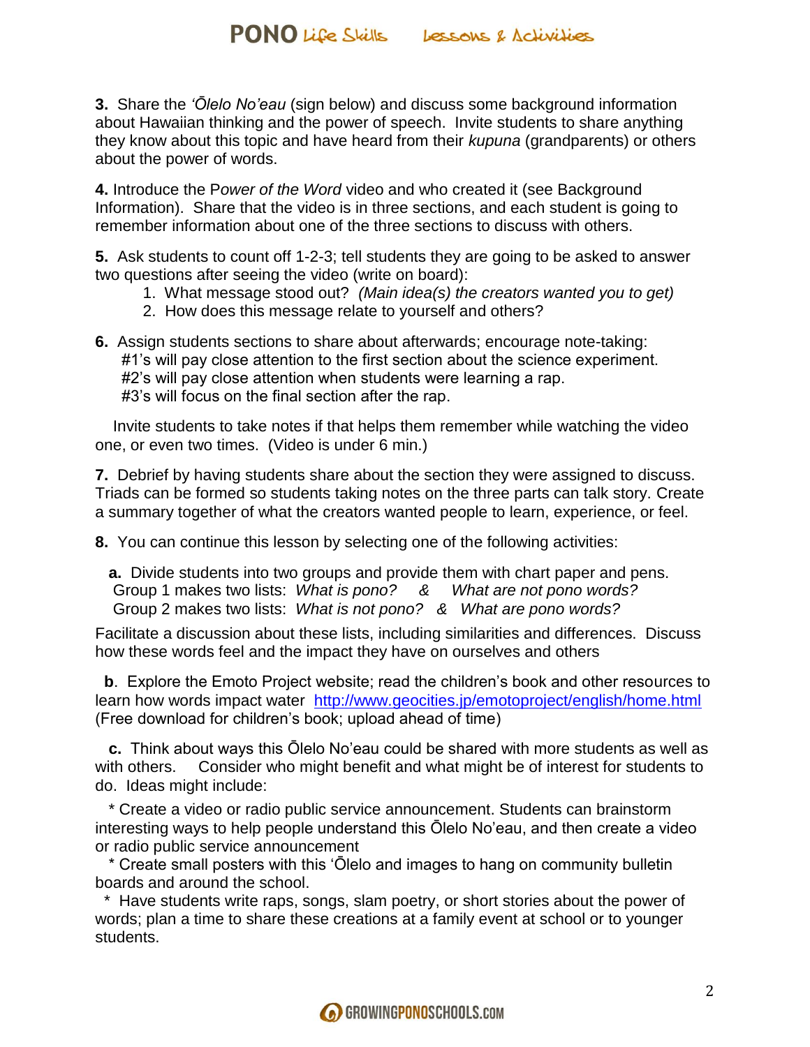**3.** Share the *'Ōlelo No'eau* (sign below) and discuss some background information about Hawaiian thinking and the power of speech. Invite students to share anything they know about this topic and have heard from their *kupuna* (grandparents) or others about the power of words.

**4.** Introduce the P*ower of the Word* video and who created it (see Background Information). Share that the video is in three sections, and each student is going to remember information about one of the three sections to discuss with others.

**5.** Ask students to count off 1-2-3; tell students they are going to be asked to answer two questions after seeing the video (write on board):

1. What message stood out? *(Main idea(s) the creators wanted you to get)*
2. How does this message relate to yourself and others?

**6.** Assign students sections to share about afterwards; encourage note-taking:
#1's will pay close attention to the first section about the science experiment.
#2's will pay close attention when students were learning a rap.
#3's will focus on the final section after the rap.

Invite students to take notes if that helps them remember while watching the video one, or even two times. (Video is under 6 min.)

**7.** Debrief by having students share about the section they were assigned to discuss. Triads can be formed so students taking notes on the three parts can talk story. Create a summary together of what the creators wanted people to learn, experience, or feel.

**8.** You can continue this lesson by selecting one of the following activities:

**a.** Divide students into two groups and provide them with chart paper and pens.
Group 1 makes two lists: *What is pono?* & *What are not pono words?*
Group 2 makes two lists: *What is not pono?* & *What are pono words?*

Facilitate a discussion about these lists, including similarities and differences. Discuss how these words feel and the impact they have on ourselves and others

**b**. Explore the Emoto Project website; read the children's book and other resources to learn how words impact water http://www.geocities.jp/emotoproject/english/home.html (Free download for children's book; upload ahead of time)

**c.** Think about ways this Ōlelo No'eau could be shared with more students as well as with others. Consider who might benefit and what might be of interest for students to do. Ideas might include:

* Create a video or radio public service announcement. Students can brainstorm interesting ways to help people understand this Ōlelo No'eau, and then create a video or radio public service announcement
* Create small posters with this 'Ōlelo and images to hang on community bulletin boards and around the school.
* Have students write raps, songs, slam poetry, or short stories about the power of words; plan a time to share these creations at a family event at school or to younger students.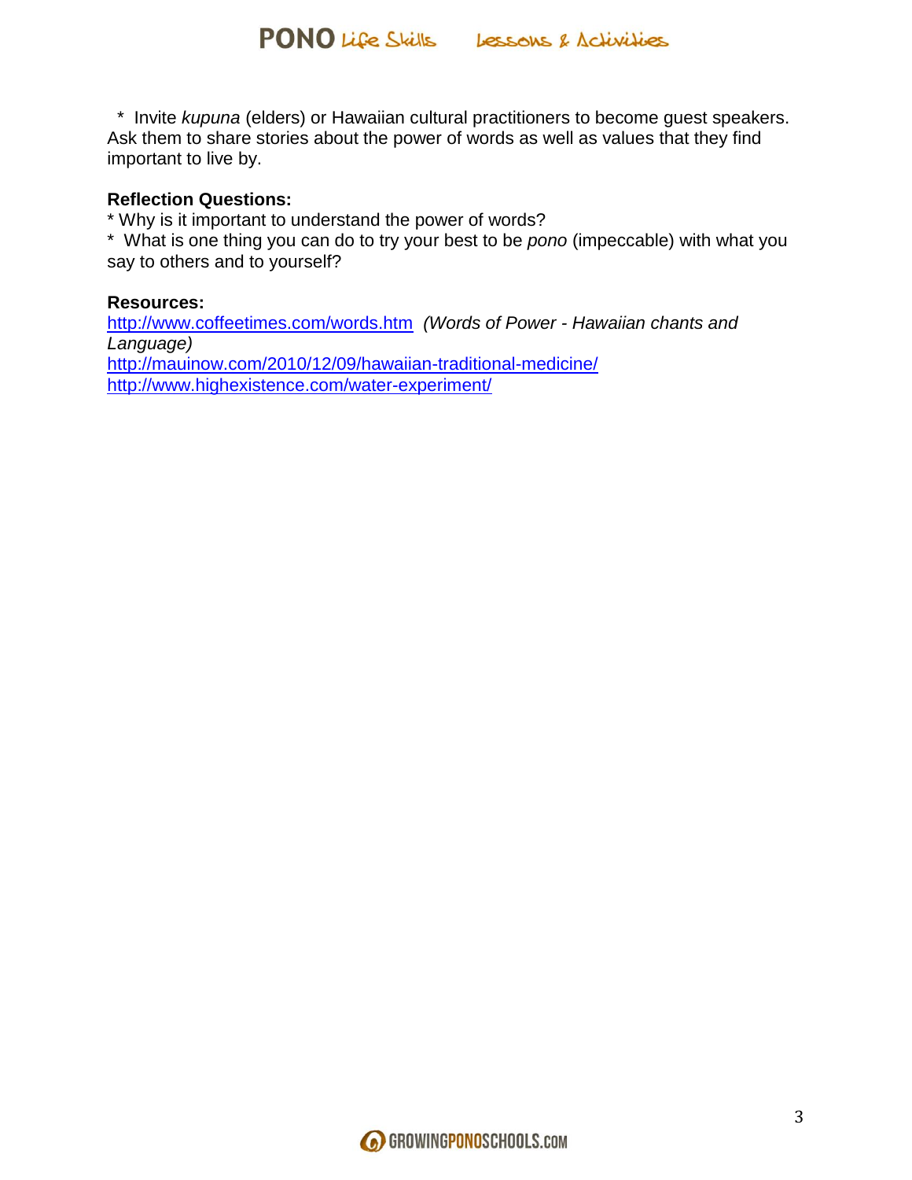* Invite *kupuna* (elders) or Hawaiian cultural practitioners to become guest speakers. Ask them to share stories about the power of words as well as values that they find important to live by.

**Reflection Questions:**

* Why is it important to understand the power of words?
* What is one thing you can do to try your best to be *pono* (impeccable) with what you say to others and to yourself?

**Resources:**

http://www.coffeetimes.com/words.htm *(Words of Power - Hawaiian chants and Language)*
http://mauinow.com/2010/12/09/hawaiian-traditional-medicine/
http://www.highexistence.com/water-experiment/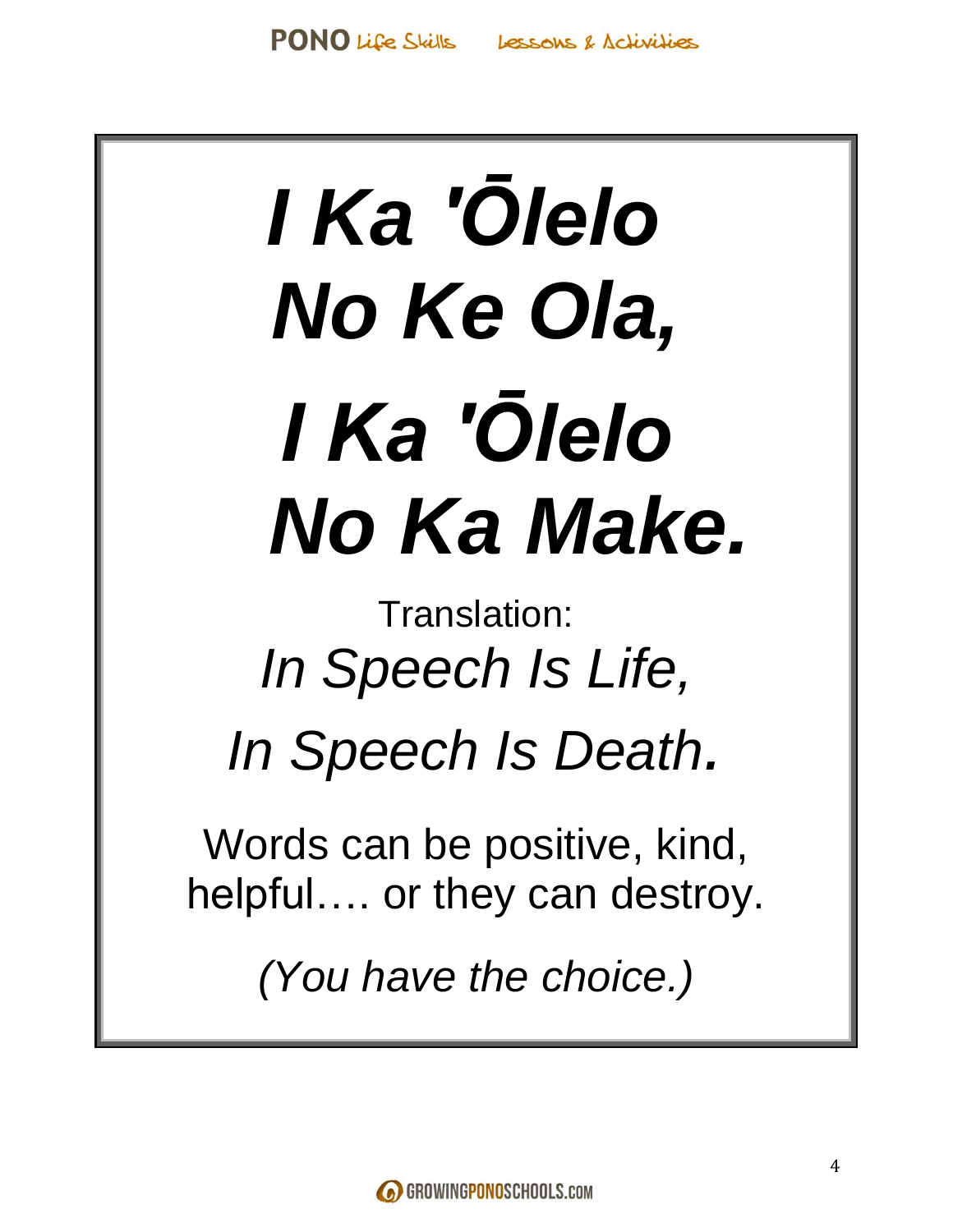# *I Ka 'Ōlelo No Ke Ola, I Ka 'Ōlelo No Ka Make.*

Translation:

*In Speech Is Life,*

*In Speech Is Death.*

Words can be positive, kind, helpful…. or they can destroy.

*(You have the choice.)*